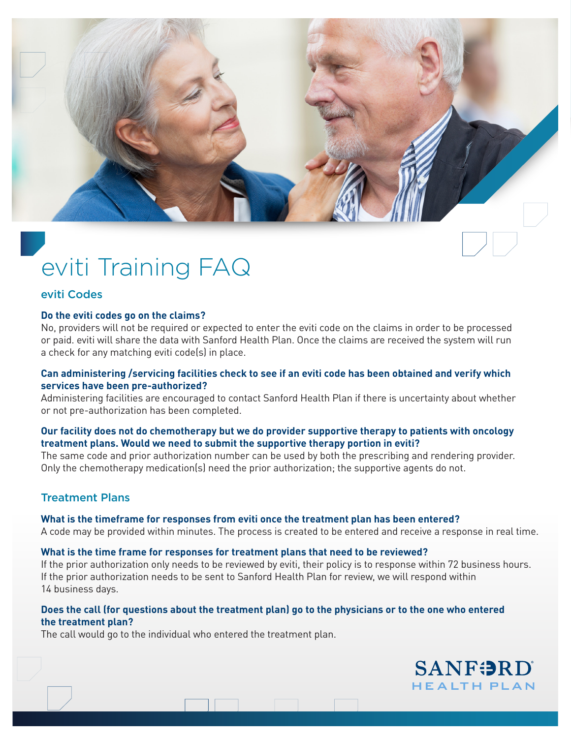# eviti Training FAQ

## eviti Codes

**Do the eviti codes go on the claims?**
No, providers will not be required or expected to enter the eviti code on the claims in order to be processed or paid. eviti will share the data with Sanford Health Plan. Once the claims are received the system will run a check for any matching eviti code(s) in place.

**Can administering /servicing facilities check to see if an eviti code has been obtained and verify which services have been pre-authorized?**
Administering facilities are encouraged to contact Sanford Health Plan if there is uncertainty about whether or not pre-authorization has been completed.

**Our facility does not do chemotherapy but we do provider supportive therapy to patients with oncology treatment plans. Would we need to submit the supportive therapy portion in eviti?**
The same code and prior authorization number can be used by both the prescribing and rendering provider. Only the chemotherapy medication(s) need the prior authorization; the supportive agents do not.

## Treatment Plans

**What is the timeframe for responses from eviti once the treatment plan has been entered?**
A code may be provided within minutes. The process is created to be entered and receive a response in real time.

**What is the time frame for responses for treatment plans that need to be reviewed?**
If the prior authorization only needs to be reviewed by eviti, their policy is to response within 72 business hours. If the prior authorization needs to be sent to Sanford Health Plan for review, we will respond within 14 business days.

**Does the call (for questions about the treatment plan) go to the physicians or to the one who entered the treatment plan?**
The call would go to the individual who entered the treatment plan.

SANFORD HEALTH PLAN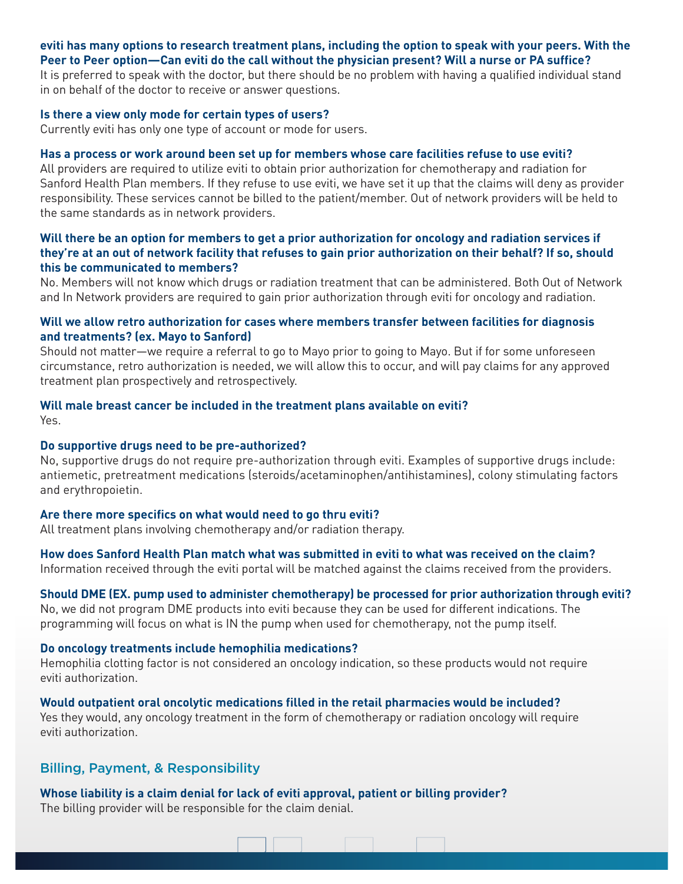**eviti has many options to research treatment plans, including the option to speak with your peers. With the Peer to Peer option—Can eviti do the call without the physician present? Will a nurse or PA suffice?**

It is preferred to speak with the doctor, but there should be no problem with having a qualified individual stand in on behalf of the doctor to receive or answer questions.

**Is there a view only mode for certain types of users?**

Currently eviti has only one type of account or mode for users.

**Has a process or work around been set up for members whose care facilities refuse to use eviti?**

All providers are required to utilize eviti to obtain prior authorization for chemotherapy and radiation for Sanford Health Plan members. If they refuse to use eviti, we have set it up that the claims will deny as provider responsibility. These services cannot be billed to the patient/member. Out of network providers will be held to the same standards as in network providers.

**Will there be an option for members to get a prior authorization for oncology and radiation services if they're at an out of network facility that refuses to gain prior authorization on their behalf? If so, should this be communicated to members?**

No. Members will not know which drugs or radiation treatment that can be administered. Both Out of Network and In Network providers are required to gain prior authorization through eviti for oncology and radiation.

**Will we allow retro authorization for cases where members transfer between facilities for diagnosis and treatments? (ex. Mayo to Sanford)**

Should not matter—we require a referral to go to Mayo prior to going to Mayo. But if for some unforeseen circumstance, retro authorization is needed, we will allow this to occur, and will pay claims for any approved treatment plan prospectively and retrospectively.

**Will male breast cancer be included in the treatment plans available on eviti?**

Yes.

**Do supportive drugs need to be pre-authorized?**

No, supportive drugs do not require pre-authorization through eviti. Examples of supportive drugs include: antiemetic, pretreatment medications (steroids/acetaminophen/antihistamines), colony stimulating factors and erythropoietin.

**Are there more specifics on what would need to go thru eviti?**

All treatment plans involving chemotherapy and/or radiation therapy.

**How does Sanford Health Plan match what was submitted in eviti to what was received on the claim?**

Information received through the eviti portal will be matched against the claims received from the providers.

**Should DME (EX. pump used to administer chemotherapy) be processed for prior authorization through eviti?**

No, we did not program DME products into eviti because they can be used for different indications. The programming will focus on what is IN the pump when used for chemotherapy, not the pump itself.

**Do oncology treatments include hemophilia medications?**

Hemophilia clotting factor is not considered an oncology indication, so these products would not require eviti authorization.

**Would outpatient oral oncolytic medications filled in the retail pharmacies would be included?**

Yes they would, any oncology treatment in the form of chemotherapy or radiation oncology will require eviti authorization.

## Billing, Payment, & Responsibility

**Whose liability is a claim denial for lack of eviti approval, patient or billing provider?**

The billing provider will be responsible for the claim denial.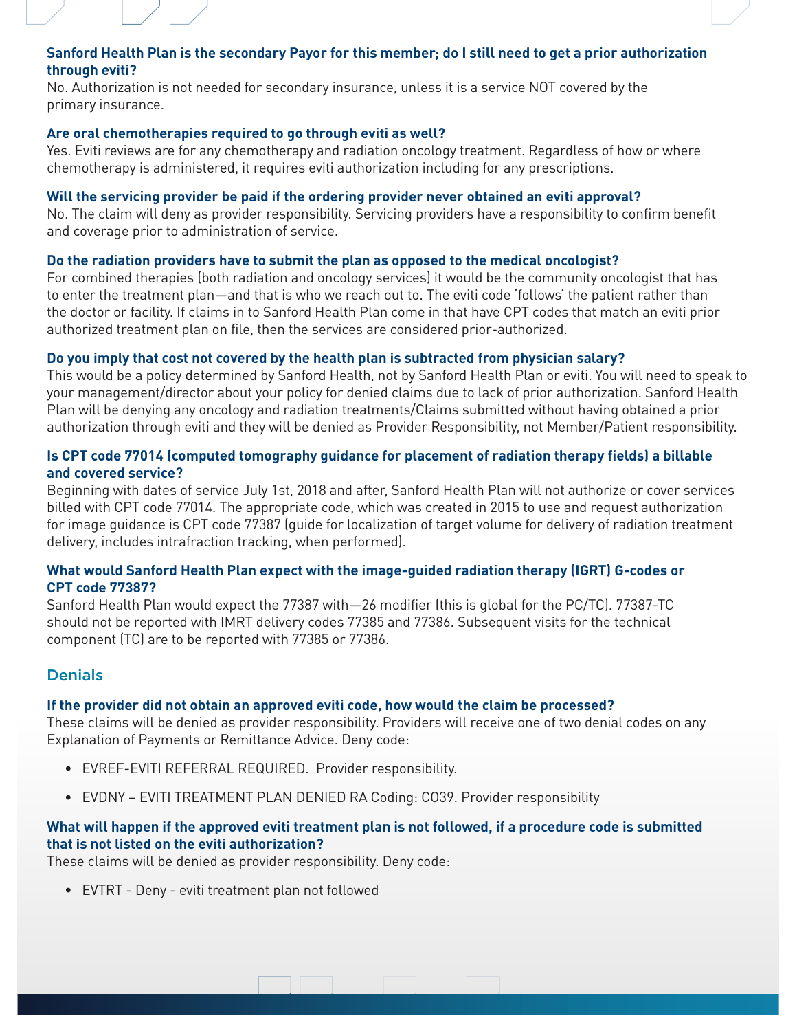**Sanford Health Plan is the secondary Payor for this member; do I still need to get a prior authorization through eviti?**

No. Authorization is not needed for secondary insurance, unless it is a service NOT covered by the primary insurance.

**Are oral chemotherapies required to go through eviti as well?**

Yes. Eviti reviews are for any chemotherapy and radiation oncology treatment. Regardless of how or where chemotherapy is administered, it requires eviti authorization including for any prescriptions.

**Will the servicing provider be paid if the ordering provider never obtained an eviti approval?**

No. The claim will deny as provider responsibility. Servicing providers have a responsibility to confirm benefit and coverage prior to administration of service.

**Do the radiation providers have to submit the plan as opposed to the medical oncologist?**

For combined therapies (both radiation and oncology services) it would be the community oncologist that has to enter the treatment plan—and that is who we reach out to. The eviti code 'follows' the patient rather than the doctor or facility. If claims in to Sanford Health Plan come in that have CPT codes that match an eviti prior authorized treatment plan on file, then the services are considered prior-authorized.

**Do you imply that cost not covered by the health plan is subtracted from physician salary?**

This would be a policy determined by Sanford Health, not by Sanford Health Plan or eviti. You will need to speak to your management/director about your policy for denied claims due to lack of prior authorization. Sanford Health Plan will be denying any oncology and radiation treatments/Claims submitted without having obtained a prior authorization through eviti and they will be denied as Provider Responsibility, not Member/Patient responsibility.

**Is CPT code 77014 (computed tomography guidance for placement of radiation therapy fields) a billable and covered service?**

Beginning with dates of service July 1st, 2018 and after, Sanford Health Plan will not authorize or cover services billed with CPT code 77014. The appropriate code, which was created in 2015 to use and request authorization for image guidance is CPT code 77387 (guide for localization of target volume for delivery of radiation treatment delivery, includes intrafraction tracking, when performed).

**What would Sanford Health Plan expect with the image-guided radiation therapy (IGRT) G-codes or CPT code 77387?**

Sanford Health Plan would expect the 77387 with—26 modifier (this is global for the PC/TC). 77387-TC should not be reported with IMRT delivery codes 77385 and 77386. Subsequent visits for the technical component (TC) are to be reported with 77385 or 77386.

## Denials

**If the provider did not obtain an approved eviti code, how would the claim be processed?**

These claims will be denied as provider responsibility. Providers will receive one of two denial codes on any Explanation of Payments or Remittance Advice. Deny code:

- EVREF-EVITI REFERRAL REQUIRED. Provider responsibility.
- EVDNY – EVITI TREATMENT PLAN DENIED RA Coding: CO39. Provider responsibility

**What will happen if the approved eviti treatment plan is not followed, if a procedure code is submitted that is not listed on the eviti authorization?**

These claims will be denied as provider responsibility. Deny code:

- EVTRT - Deny - eviti treatment plan not followed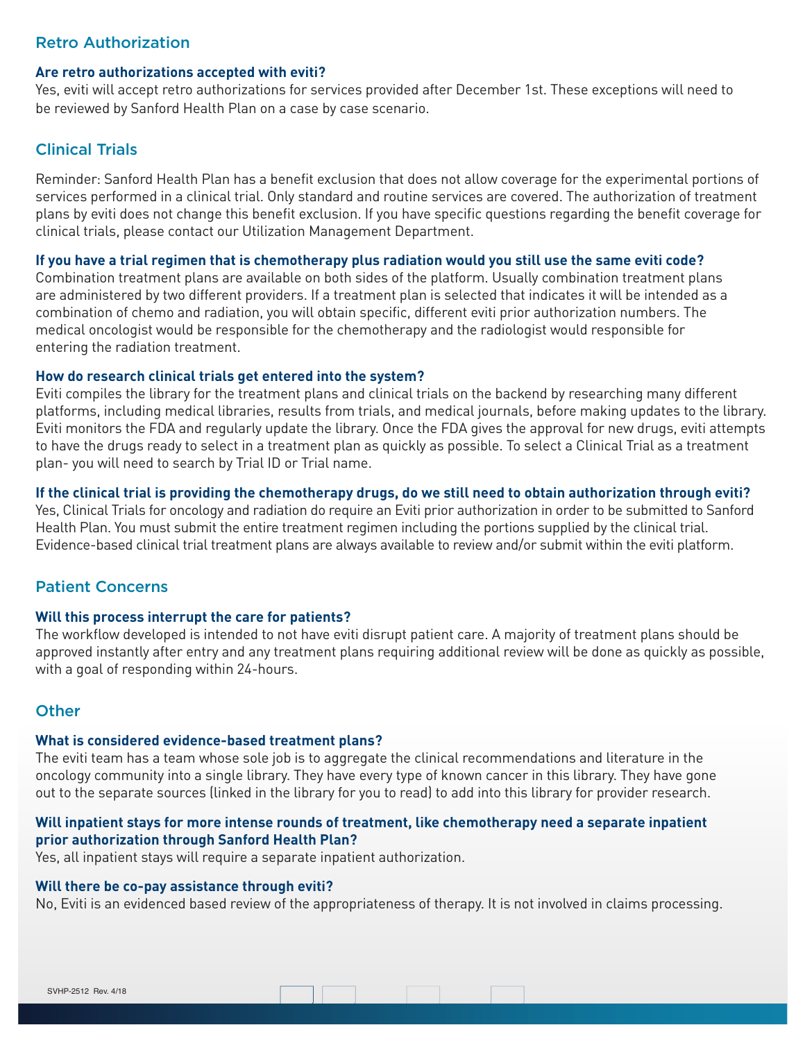## Retro Authorization

**Are retro authorizations accepted with eviti?**

Yes, eviti will accept retro authorizations for services provided after December 1st. These exceptions will need to be reviewed by Sanford Health Plan on a case by case scenario.

## Clinical Trials

Reminder: Sanford Health Plan has a benefit exclusion that does not allow coverage for the experimental portions of services performed in a clinical trial. Only standard and routine services are covered. The authorization of treatment plans by eviti does not change this benefit exclusion. If you have specific questions regarding the benefit coverage for clinical trials, please contact our Utilization Management Department.

**If you have a trial regimen that is chemotherapy plus radiation would you still use the same eviti code?**

Combination treatment plans are available on both sides of the platform. Usually combination treatment plans are administered by two different providers. If a treatment plan is selected that indicates it will be intended as a combination of chemo and radiation, you will obtain specific, different eviti prior authorization numbers. The medical oncologist would be responsible for the chemotherapy and the radiologist would responsible for entering the radiation treatment.

**How do research clinical trials get entered into the system?**

Eviti compiles the library for the treatment plans and clinical trials on the backend by researching many different platforms, including medical libraries, results from trials, and medical journals, before making updates to the library. Eviti monitors the FDA and regularly update the library. Once the FDA gives the approval for new drugs, eviti attempts to have the drugs ready to select in a treatment plan as quickly as possible. To select a Clinical Trial as a treatment plan- you will need to search by Trial ID or Trial name.

**If the clinical trial is providing the chemotherapy drugs, do we still need to obtain authorization through eviti?**

Yes, Clinical Trials for oncology and radiation do require an Eviti prior authorization in order to be submitted to Sanford Health Plan. You must submit the entire treatment regimen including the portions supplied by the clinical trial. Evidence-based clinical trial treatment plans are always available to review and/or submit within the eviti platform.

## Patient Concerns

**Will this process interrupt the care for patients?**

The workflow developed is intended to not have eviti disrupt patient care. A majority of treatment plans should be approved instantly after entry and any treatment plans requiring additional review will be done as quickly as possible, with a goal of responding within 24-hours.

## Other

**What is considered evidence-based treatment plans?**

The eviti team has a team whose sole job is to aggregate the clinical recommendations and literature in the oncology community into a single library. They have every type of known cancer in this library. They have gone out to the separate sources (linked in the library for you to read) to add into this library for provider research.

**Will inpatient stays for more intense rounds of treatment, like chemotherapy need a separate inpatient prior authorization through Sanford Health Plan?**

Yes, all inpatient stays will require a separate inpatient authorization.

**Will there be co-pay assistance through eviti?**

No, Eviti is an evidenced based review of the appropriateness of therapy. It is not involved in claims processing.

SVHP-2512 Rev. 4/18